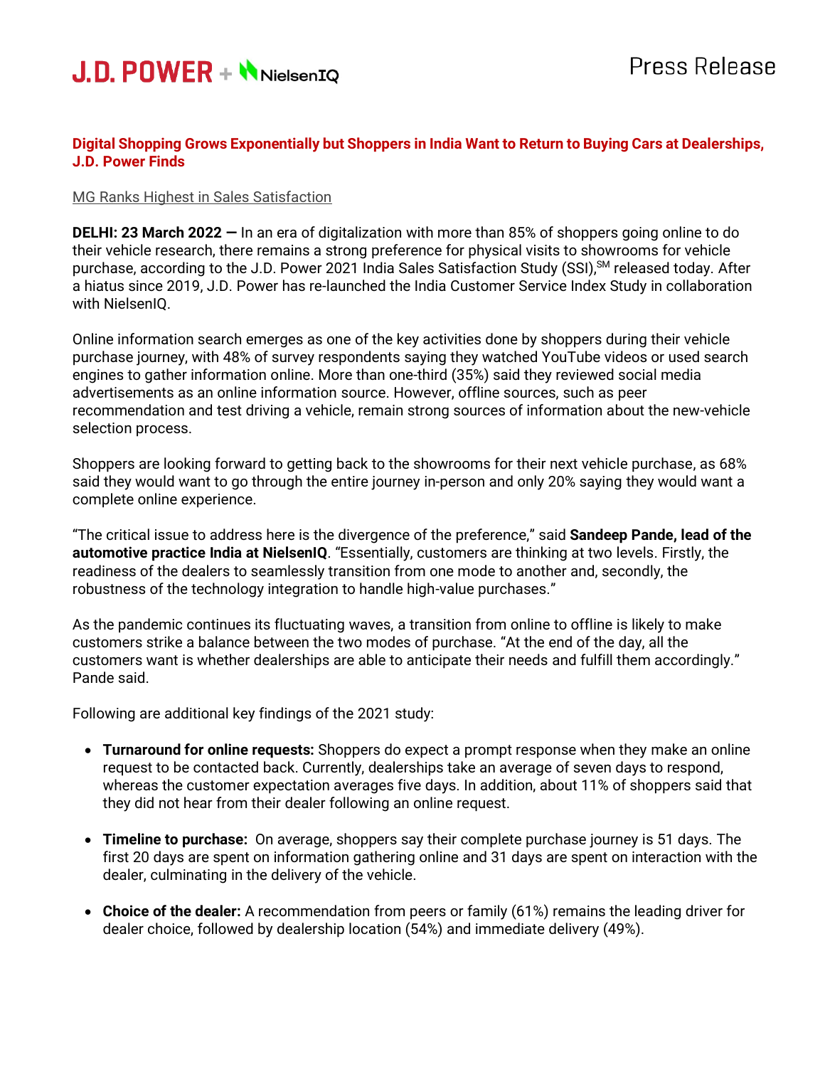J.D. POWER + NielsenIQ

Press Release

# Digital Shopping Grows Exponentially but Shoppers in India Want to Return to Buying Cars at Dealerships, J.D. Power Finds

MG Ranks Highest in Sales Satisfaction

**DELHI: 23 March 2022 —** In an era of digitalization with more than 85% of shoppers going online to do their vehicle research, there remains a strong preference for physical visits to showrooms for vehicle purchase, according to the J.D. Power 2021 India Sales Satisfaction Study (SSI),SM released today. After a hiatus since 2019, J.D. Power has re-launched the India Customer Service Index Study in collaboration with NielsenIQ.

Online information search emerges as one of the key activities done by shoppers during their vehicle purchase journey, with 48% of survey respondents saying they watched YouTube videos or used search engines to gather information online. More than one-third (35%) said they reviewed social media advertisements as an online information source. However, offline sources, such as peer recommendation and test driving a vehicle, remain strong sources of information about the new-vehicle selection process.

Shoppers are looking forward to getting back to the showrooms for their next vehicle purchase, as 68% said they would want to go through the entire journey in-person and only 20% saying they would want a complete online experience.

"The critical issue to address here is the divergence of the preference," said **Sandeep Pande, lead of the automotive practice India at NielsenIQ**. "Essentially, customers are thinking at two levels. Firstly, the readiness of the dealers to seamlessly transition from one mode to another and, secondly, the robustness of the technology integration to handle high-value purchases."

As the pandemic continues its fluctuating waves, a transition from online to offline is likely to make customers strike a balance between the two modes of purchase. "At the end of the day, all the customers want is whether dealerships are able to anticipate their needs and fulfill them accordingly." Pande said.

Following are additional key findings of the 2021 study:

- **Turnaround for online requests:** Shoppers do expect a prompt response when they make an online request to be contacted back. Currently, dealerships take an average of seven days to respond, whereas the customer expectation averages five days. In addition, about 11% of shoppers said that they did not hear from their dealer following an online request.

- **Timeline to purchase:** On average, shoppers say their complete purchase journey is 51 days. The first 20 days are spent on information gathering online and 31 days are spent on interaction with the dealer, culminating in the delivery of the vehicle.

- **Choice of the dealer:** A recommendation from peers or family (61%) remains the leading driver for dealer choice, followed by dealership location (54%) and immediate delivery (49%).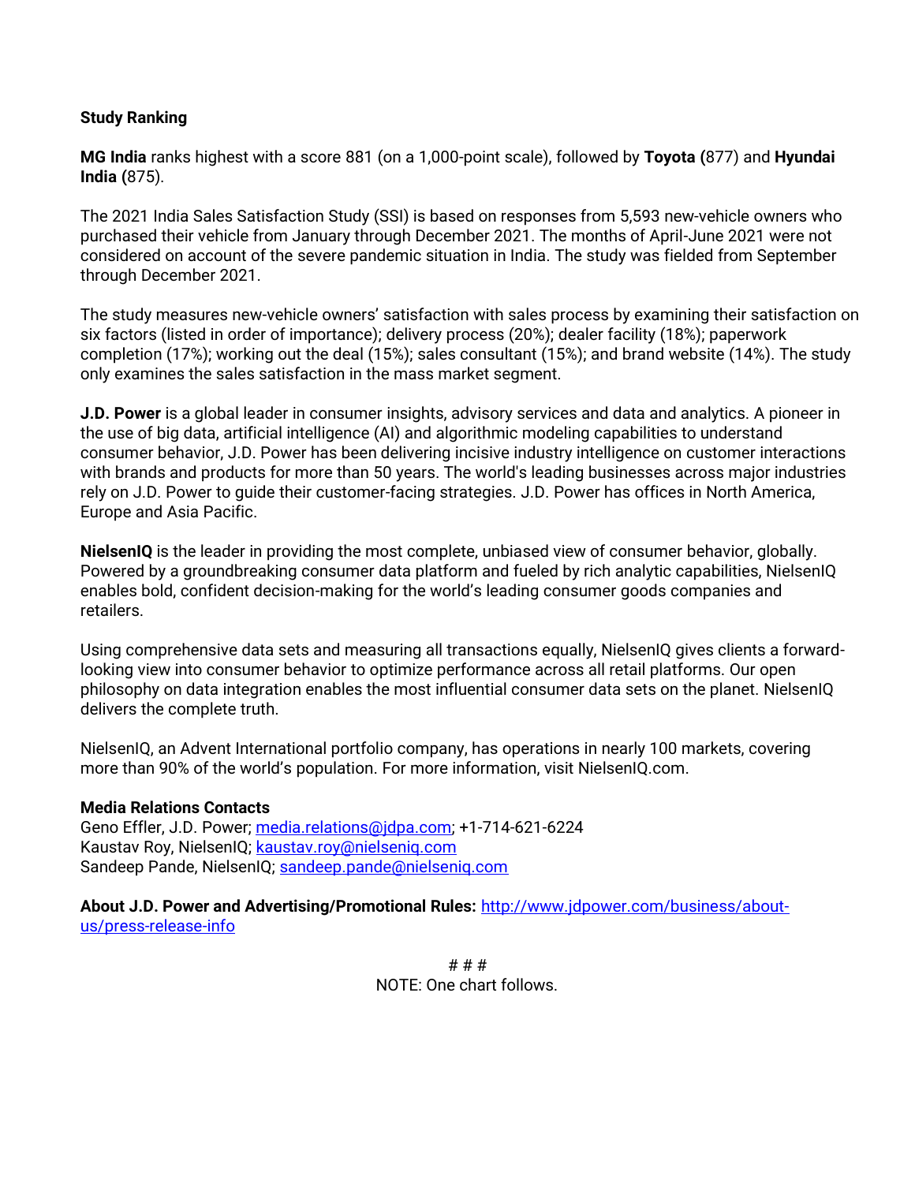**Study Ranking**

**MG India** ranks highest with a score 881 (on a 1,000-point scale), followed by **Toyota (**877) and **Hyundai India (**875).

The 2021 India Sales Satisfaction Study (SSI) is based on responses from 5,593 new-vehicle owners who purchased their vehicle from January through December 2021. The months of April-June 2021 were not considered on account of the severe pandemic situation in India. The study was fielded from September through December 2021.

The study measures new-vehicle owners' satisfaction with sales process by examining their satisfaction on six factors (listed in order of importance); delivery process (20%); dealer facility (18%); paperwork completion (17%); working out the deal (15%); sales consultant (15%); and brand website (14%). The study only examines the sales satisfaction in the mass market segment.

**J.D. Power** is a global leader in consumer insights, advisory services and data and analytics. A pioneer in the use of big data, artificial intelligence (AI) and algorithmic modeling capabilities to understand consumer behavior, J.D. Power has been delivering incisive industry intelligence on customer interactions with brands and products for more than 50 years. The world's leading businesses across major industries rely on J.D. Power to guide their customer-facing strategies. J.D. Power has offices in North America, Europe and Asia Pacific.

**NielsenIQ** is the leader in providing the most complete, unbiased view of consumer behavior, globally. Powered by a groundbreaking consumer data platform and fueled by rich analytic capabilities, NielsenIQ enables bold, confident decision-making for the world's leading consumer goods companies and retailers.

Using comprehensive data sets and measuring all transactions equally, NielsenIQ gives clients a forward-looking view into consumer behavior to optimize performance across all retail platforms. Our open philosophy on data integration enables the most influential consumer data sets on the planet. NielsenIQ delivers the complete truth.

NielsenIQ, an Advent International portfolio company, has operations in nearly 100 markets, covering more than 90% of the world's population. For more information, visit NielsenIQ.com.

**Media Relations Contacts**
Geno Effler, J.D. Power; media.relations@jdpa.com; +1-714-621-6224
Kaustav Roy, NielsenIQ; kaustav.roy@nielseniq.com
Sandeep Pande, NielsenIQ; sandeep.pande@nielseniq.com

**About J.D. Power and Advertising/Promotional Rules:** http://www.jdpower.com/business/about-us/press-release-info

# # #

NOTE: One chart follows.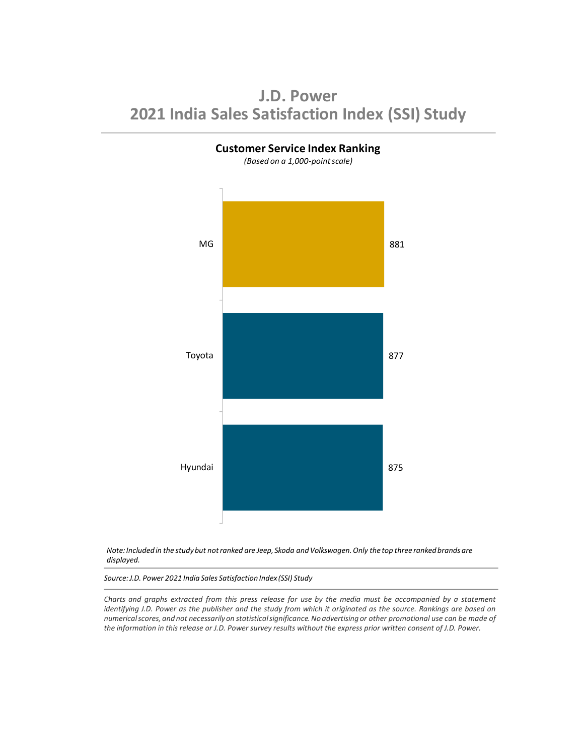# J.D. Power
# 2021 India Sales Satisfaction Index (SSI) Study

## Customer Service Index Ranking

*(Based on a 1,000-point scale)*

MG 881

Toyota 877

Hyundai 875

*Note: Included in the study but not ranked are Jeep, Skoda and Volkswagen. Only the top three ranked brands are displayed.*

*Source: J.D. Power 2021 India Sales Satisfaction Index (SSI) Study*

*Charts and graphs extracted from this press release for use by the media must be accompanied by a statement identifying J.D. Power as the publisher and the study from which it originated as the source. Rankings are based on numerical scores, and not necessarily on statistical significance. No advertising or other promotional use can be made of the information in this release or J.D. Power survey results without the express prior written consent of J.D. Power.*